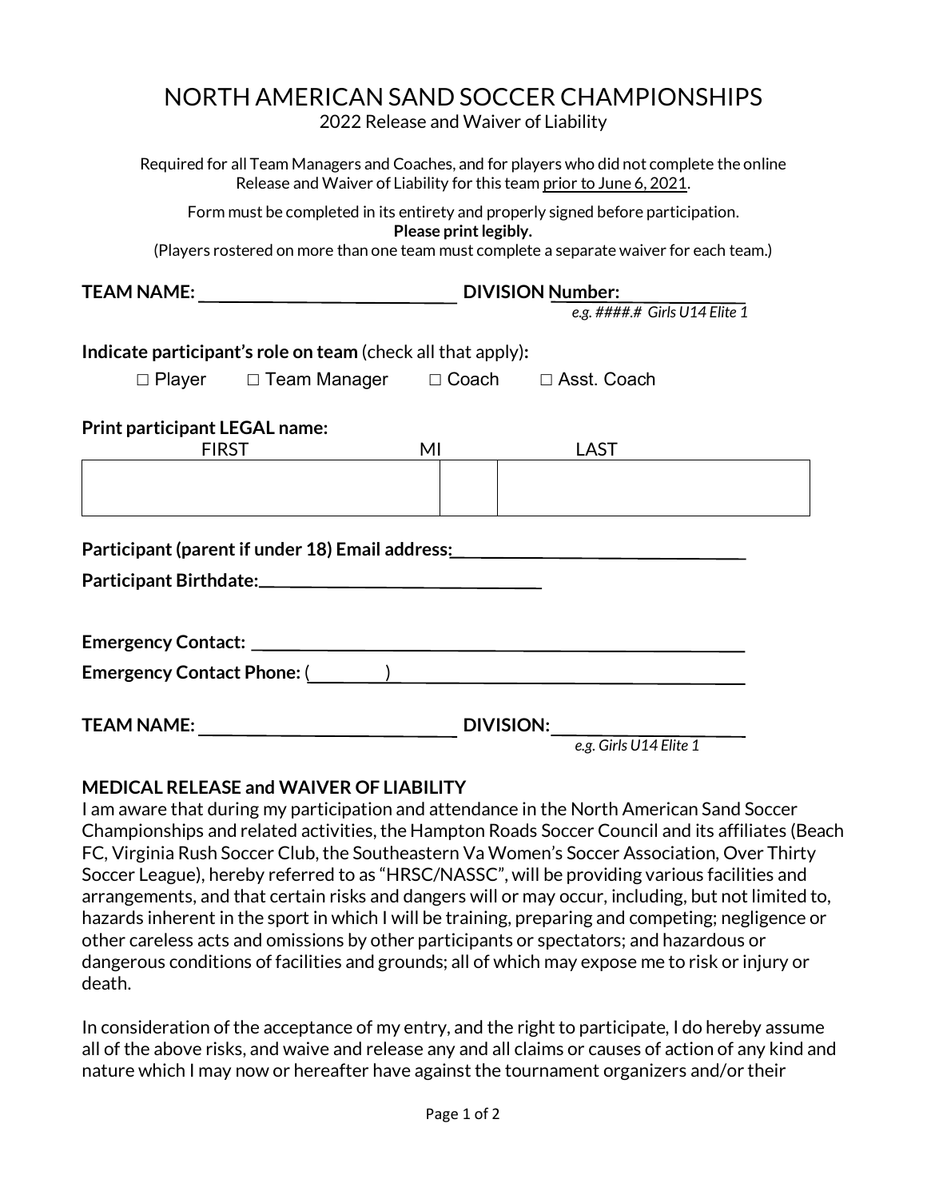# NORTH AMERICAN SAND SOCCER CHAMPIONSHIPS

2022 Release and Waiver of Liability

Required for all Team Managers and Coaches, and for players who did not complete the online Release and Waiver of Liability for this team prior to June 6, 2021.

Form must be completed in its entirety and properly signed before participation.

**Please print legibly.**

(Players rostered on more than one team must complete a separate waiver for each team.)

**TEAM NAME:** ______________________________ **DIVISION Number:** ______________

*e.g. ####.# Girls U14 Elite 1*

**Indicate participant's role on team** (check all that apply)**:**

☐ Player ☐ Team Manager ☐ Coach ☐ Asst. Coach

**Print participant LEGAL name:**

| FIRST | MI | LAST |
| --- | --- | --- |
| | | |

**Participant (parent if under 18) Email address:**__________________________________

**Participant Birthdate:**______________________________

**Emergency Contact:** ______________________________________________________

**Emergency Contact Phone:** (________)_____________________________________

**TEAM NAME:** ______________________________ **DIVISION:**____________________

*e.g. Girls U14 Elite 1*

**MEDICAL RELEASE and WAIVER OF LIABILITY**

I am aware that during my participation and attendance in the North American Sand Soccer Championships and related activities, the Hampton Roads Soccer Council and its affiliates (Beach FC, Virginia Rush Soccer Club, the Southeastern Va Women's Soccer Association, Over Thirty Soccer League), hereby referred to as "HRSC/NASSC", will be providing various facilities and arrangements, and that certain risks and dangers will or may occur, including, but not limited to, hazards inherent in the sport in which I will be training, preparing and competing; negligence or other careless acts and omissions by other participants or spectators; and hazardous or dangerous conditions of facilities and grounds; all of which may expose me to risk or injury or death.

In consideration of the acceptance of my entry, and the right to participate, I do hereby assume all of the above risks, and waive and release any and all claims or causes of action of any kind and nature which I may now or hereafter have against the tournament organizers and/or their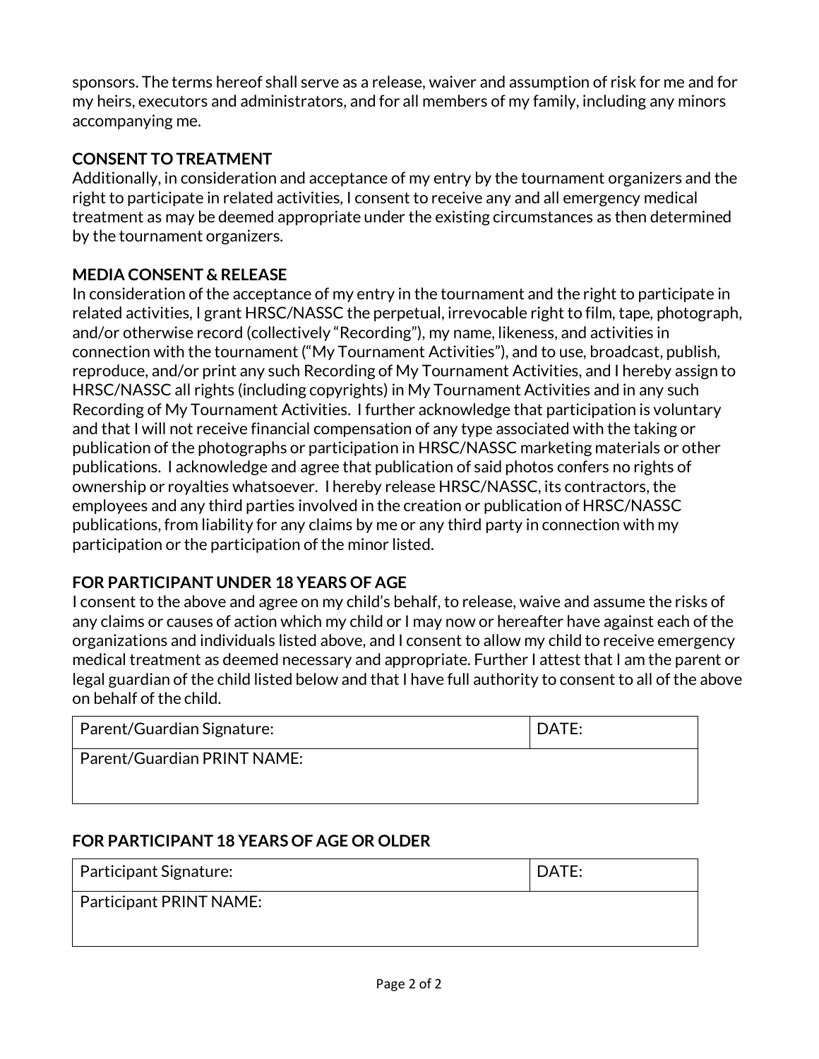sponsors. The terms hereof shall serve as a release, waiver and assumption of risk for me and for my heirs, executors and administrators, and for all members of my family, including any minors accompanying me.

**CONSENT TO TREATMENT**

Additionally, in consideration and acceptance of my entry by the tournament organizers and the right to participate in related activities, I consent to receive any and all emergency medical treatment as may be deemed appropriate under the existing circumstances as then determined by the tournament organizers.

**MEDIA CONSENT & RELEASE**

In consideration of the acceptance of my entry in the tournament and the right to participate in related activities, I grant HRSC/NASSC the perpetual, irrevocable right to film, tape, photograph, and/or otherwise record (collectively "Recording"), my name, likeness, and activities in connection with the tournament ("My Tournament Activities"), and to use, broadcast, publish, reproduce, and/or print any such Recording of My Tournament Activities, and I hereby assign to HRSC/NASSC all rights (including copyrights) in My Tournament Activities and in any such Recording of My Tournament Activities. I further acknowledge that participation is voluntary and that I will not receive financial compensation of any type associated with the taking or publication of the photographs or participation in HRSC/NASSC marketing materials or other publications. I acknowledge and agree that publication of said photos confers no rights of ownership or royalties whatsoever. I hereby release HRSC/NASSC, its contractors, the employees and any third parties involved in the creation or publication of HRSC/NASSC publications, from liability for any claims by me or any third party in connection with my participation or the participation of the minor listed.

**FOR PARTICIPANT UNDER 18 YEARS OF AGE**

I consent to the above and agree on my child's behalf, to release, waive and assume the risks of any claims or causes of action which my child or I may now or hereafter have against each of the organizations and individuals listed above, and I consent to allow my child to receive emergency medical treatment as deemed necessary and appropriate. Further I attest that I am the parent or legal guardian of the child listed below and that I have full authority to consent to all of the above on behalf of the child.

| | |
|---|---|
| Parent/Guardian Signature: | DATE: |
| Parent/Guardian PRINT NAME: | |

**FOR PARTICIPANT 18 YEARS OF AGE OR OLDER**

| | |
|---|---|
| Participant Signature: | DATE: |
| Participant PRINT NAME: | |